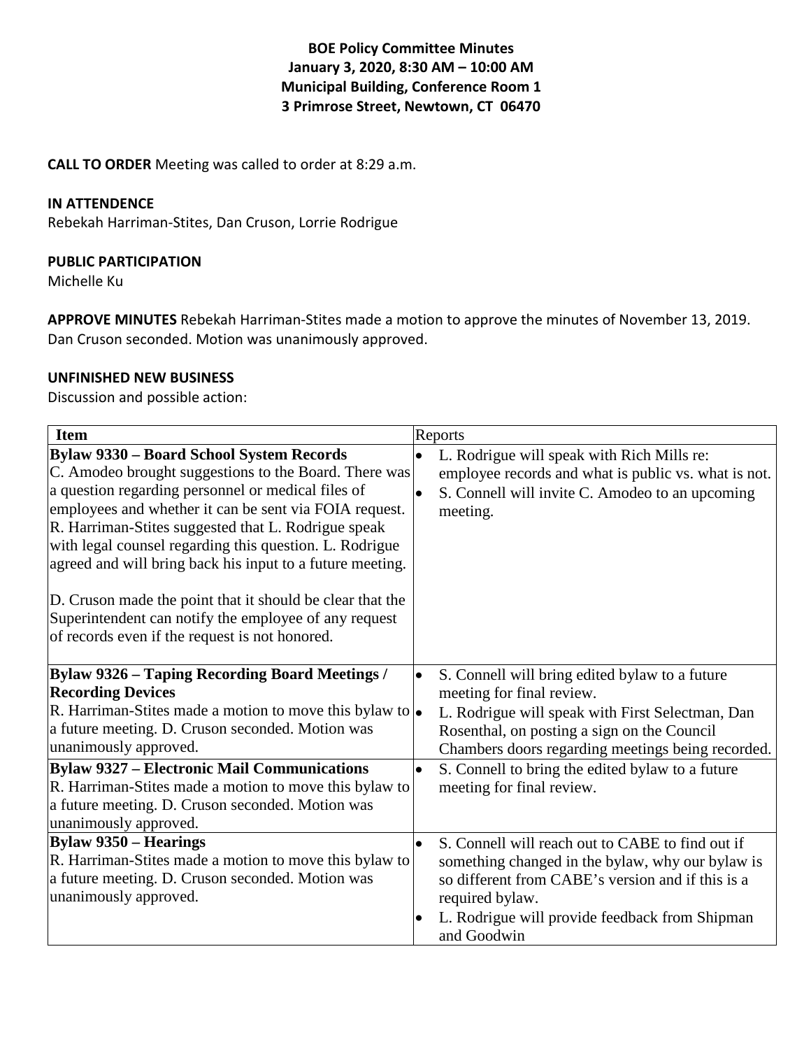**BOE Policy Committee Minutes**
**January 3, 2020, 8:30 AM – 10:00 AM**
**Municipal Building, Conference Room 1**
**3 Primrose Street, Newtown, CT 06470**

**CALL TO ORDER** Meeting was called to order at 8:29 a.m.

**IN ATTENDENCE**
Rebekah Harriman-Stites, Dan Cruson, Lorrie Rodrigue

**PUBLIC PARTICIPATION**
Michelle Ku

**APPROVE MINUTES** Rebekah Harriman-Stites made a motion to approve the minutes of November 13, 2019. Dan Cruson seconded. Motion was unanimously approved.

**UNFINISHED NEW BUSINESS**
Discussion and possible action:

| Item | Reports |
|---|---|
| **Bylaw 9330 – Board School System Records**<br>C. Amodeo brought suggestions to the Board. There was a question regarding personnel or medical files of employees and whether it can be sent via FOIA request. R. Harriman-Stites suggested that L. Rodrigue speak with legal counsel regarding this question. L. Rodrigue agreed and will bring back his input to a future meeting.<br><br>D. Cruson made the point that it should be clear that the Superintendent can notify the employee of any request of records even if the request is not honored. | • L. Rodrigue will speak with Rich Mills re: employee records and what is public vs. what is not.<br>• S. Connell will invite C. Amodeo to an upcoming meeting. |
| **Bylaw 9326 – Taping Recording Board Meetings / Recording Devices**<br>R. Harriman-Stites made a motion to move this bylaw to a future meeting. D. Cruson seconded. Motion was unanimously approved. | • S. Connell will bring edited bylaw to a future meeting for final review.<br>• L. Rodrigue will speak with First Selectman, Dan Rosenthal, on posting a sign on the Council Chambers doors regarding meetings being recorded. |
| **Bylaw 9327 – Electronic Mail Communications**<br>R. Harriman-Stites made a motion to move this bylaw to a future meeting. D. Cruson seconded. Motion was unanimously approved. | • S. Connell to bring the edited bylaw to a future meeting for final review. |
| **Bylaw 9350 – Hearings**<br>R. Harriman-Stites made a motion to move this bylaw to a future meeting. D. Cruson seconded. Motion was unanimously approved. | • S. Connell will reach out to CABE to find out if something changed in the bylaw, why our bylaw is so different from CABE's version and if this is a required bylaw.<br>• L. Rodrigue will provide feedback from Shipman and Goodwin |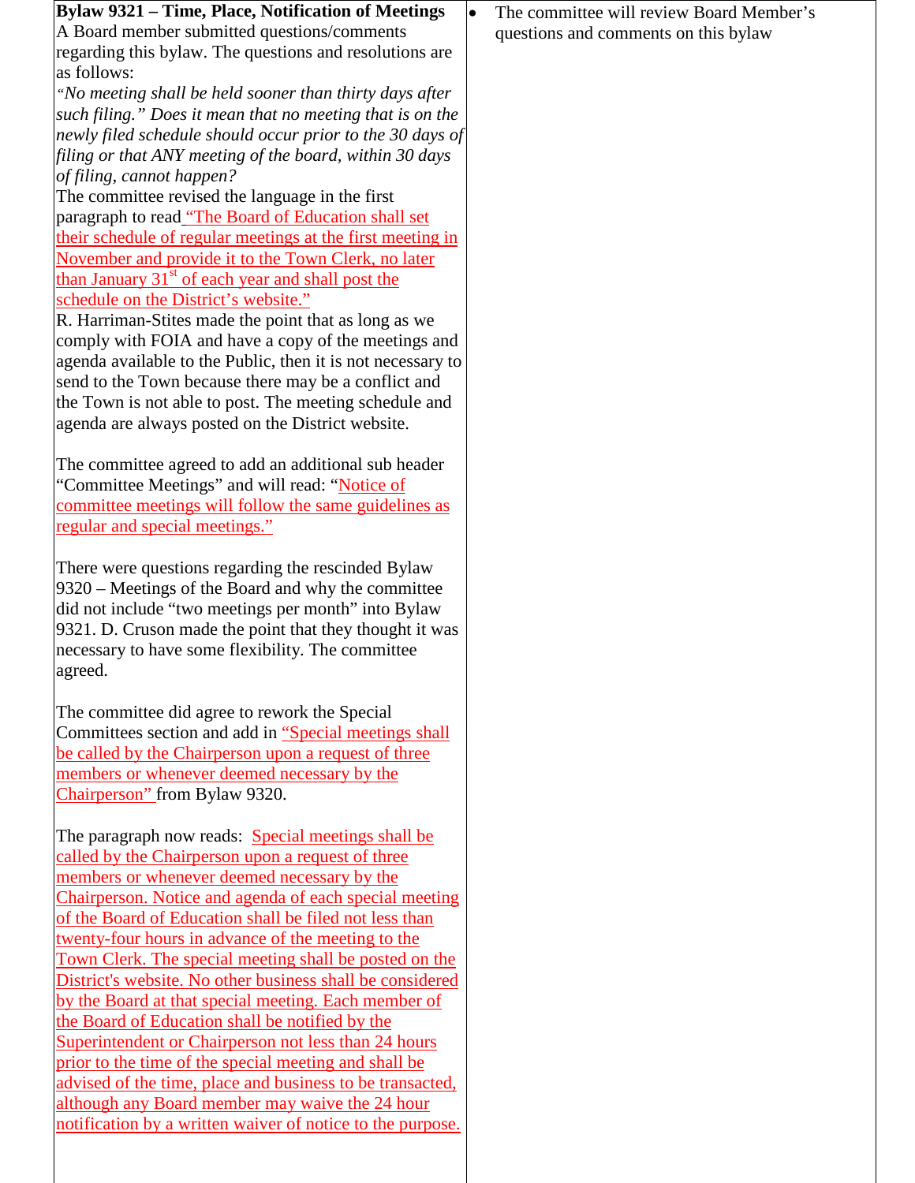| | |
|---|---|
| **Bylaw 9321 – Time, Place, Notification of Meetings**<br>A Board member submitted questions/comments regarding this bylaw. The questions and resolutions are as follows:<br>*"No meeting shall be held sooner than thirty days after such filing." Does it mean that no meeting that is on the newly filed schedule should occur prior to the 30 days of filing or that ANY meeting of the board, within 30 days of filing, cannot happen?*<br>The committee revised the language in the first paragraph to read "The Board of Education shall set their schedule of regular meetings at the first meeting in November and provide it to the Town Clerk, no later than January 31st of each year and shall post the schedule on the District's website."<br>R. Harriman-Stites made the point that as long as we comply with FOIA and have a copy of the meetings and agenda available to the Public, then it is not necessary to send to the Town because there may be a conflict and the Town is not able to post. The meeting schedule and agenda are always posted on the District website.<br><br>The committee agreed to add an additional sub header "Committee Meetings" and will read: "Notice of committee meetings will follow the same guidelines as regular and special meetings."<br><br>There were questions regarding the rescinded Bylaw 9320 – Meetings of the Board and why the committee did not include "two meetings per month" into Bylaw 9321. D. Cruson made the point that they thought it was necessary to have some flexibility. The committee agreed.<br><br>The committee did agree to rework the Special Committees section and add in "Special meetings shall be called by the Chairperson upon a request of three members or whenever deemed necessary by the Chairperson" from Bylaw 9320.<br><br>The paragraph now reads: Special meetings shall be called by the Chairperson upon a request of three members or whenever deemed necessary by the Chairperson. Notice and agenda of each special meeting of the Board of Education shall be filed not less than twenty-four hours in advance of the meeting to the Town Clerk. The special meeting shall be posted on the District's website. No other business shall be considered by the Board at that special meeting. Each member of the Board of Education shall be notified by the Superintendent or Chairperson not less than 24 hours prior to the time of the special meeting and shall be advised of the time, place and business to be transacted, although any Board member may waive the 24 hour notification by a written waiver of notice to the purpose. | • The committee will review Board Member's questions and comments on this bylaw |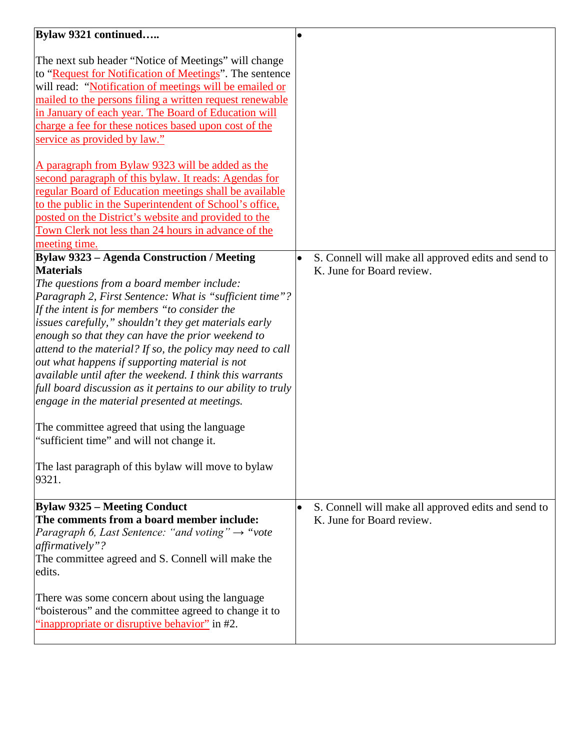| | |
|---|---|
| **Bylaw 9321 continued…..**<br><br>The next sub header "Notice of Meetings" will change to "Request for Notification of Meetings". The sentence will read: "Notification of meetings will be emailed or mailed to the persons filing a written request renewable in January of each year. The Board of Education will charge a fee for these notices based upon cost of the service as provided by law."<br><br>A paragraph from Bylaw 9323 will be added as the second paragraph of this bylaw. It reads: Agendas for regular Board of Education meetings shall be available to the public in the Superintendent of School's office, posted on the District's website and provided to the Town Clerk not less than 24 hours in advance of the meeting time. | • |
| **Bylaw 9323 – Agenda Construction / Meeting Materials**<br>*The questions from a board member include: Paragraph 2, First Sentence: What is "sufficient time"? If the intent is for members "to consider the issues carefully," shouldn't they get materials early enough so that they can have the prior weekend to attend to the material? If so, the policy may need to call out what happens if supporting material is not available until after the weekend. I think this warrants full board discussion as it pertains to our ability to truly engage in the material presented at meetings.*<br><br>The committee agreed that using the language "sufficient time" and will not change it.<br><br>The last paragraph of this bylaw will move to bylaw 9321. | • S. Connell will make all approved edits and send to K. June for Board review. |
| **Bylaw 9325 – Meeting Conduct**<br>**The comments from a board member include:**<br>*Paragraph 6, Last Sentence: "and voting" → "vote affirmatively"?*<br>The committee agreed and S. Connell will make the edits.<br><br>There was some concern about using the language "boisterous" and the committee agreed to change it to "inappropriate or disruptive behavior" in #2. | • S. Connell will make all approved edits and send to K. June for Board review. |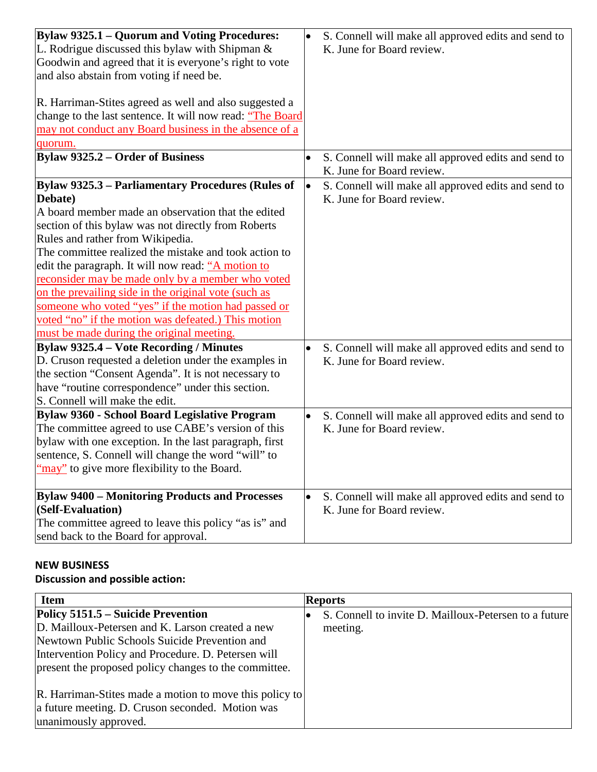| | |
|---|---|
| **Bylaw 9325.1 – Quorum and Voting Procedures:**<br>L. Rodrigue discussed this bylaw with Shipman & Goodwin and agreed that it is everyone's right to vote and also abstain from voting if need be.<br><br>R. Harriman-Stites agreed as well and also suggested a change to the last sentence. It will now read: "The Board may not conduct any Board business in the absence of a quorum. | • S. Connell will make all approved edits and send to K. June for Board review. |
| **Bylaw 9325.2 – Order of Business** | • S. Connell will make all approved edits and send to K. June for Board review. |
| **Bylaw 9325.3 – Parliamentary Procedures (Rules of Debate)**<br>A board member made an observation that the edited section of this bylaw was not directly from Roberts Rules and rather from Wikipedia.<br>The committee realized the mistake and took action to edit the paragraph. It will now read: "A motion to reconsider may be made only by a member who voted on the prevailing side in the original vote (such as someone who voted "yes" if the motion had passed or voted "no" if the motion was defeated.) This motion must be made during the original meeting. | • S. Connell will make all approved edits and send to K. June for Board review. |
| **Bylaw 9325.4 – Vote Recording / Minutes**<br>D. Cruson requested a deletion under the examples in the section "Consent Agenda". It is not necessary to have "routine correspondence" under this section.<br>S. Connell will make the edit. | • S. Connell will make all approved edits and send to K. June for Board review. |
| **Bylaw 9360 - School Board Legislative Program**<br>The committee agreed to use CABE's version of this bylaw with one exception. In the last paragraph, first sentence, S. Connell will change the word "will" to "may" to give more flexibility to the Board. | • S. Connell will make all approved edits and send to K. June for Board review. |
| **Bylaw 9400 – Monitoring Products and Processes (Self-Evaluation)**<br>The committee agreed to leave this policy "as is" and send back to the Board for approval. | • S. Connell will make all approved edits and send to K. June for Board review. |

**NEW BUSINESS**

**Discussion and possible action:**

| Item | Reports |
|---|---|
| **Policy 5151.5 – Suicide Prevention**<br>D. Mailloux-Petersen and K. Larson created a new Newtown Public Schools Suicide Prevention and Intervention Policy and Procedure. D. Petersen will present the proposed policy changes to the committee.<br><br>R. Harriman-Stites made a motion to move this policy to a future meeting. D. Cruson seconded. Motion was unanimously approved. | • S. Connell to invite D. Mailloux-Petersen to a future meeting. |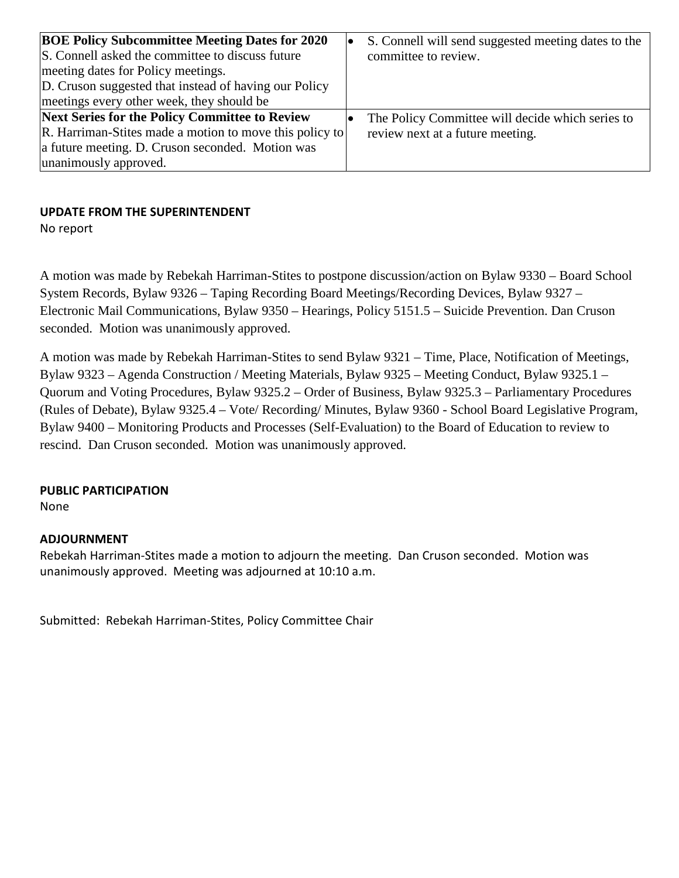| | |
|---|---|
| **BOE Policy Subcommittee Meeting Dates for 2020**<br>S. Connell asked the committee to discuss future meeting dates for Policy meetings.<br>D. Cruson suggested that instead of having our Policy meetings every other week, they should be | • S. Connell will send suggested meeting dates to the committee to review. |
| **Next Series for the Policy Committee to Review**<br>R. Harriman-Stites made a motion to move this policy to a future meeting. D. Cruson seconded. Motion was unanimously approved. | • The Policy Committee will decide which series to review next at a future meeting. |

**UPDATE FROM THE SUPERINTENDENT**

No report

A motion was made by Rebekah Harriman-Stites to postpone discussion/action on Bylaw 9330 – Board School System Records, Bylaw 9326 – Taping Recording Board Meetings/Recording Devices, Bylaw 9327 – Electronic Mail Communications, Bylaw 9350 – Hearings, Policy 5151.5 – Suicide Prevention. Dan Cruson seconded. Motion was unanimously approved.

A motion was made by Rebekah Harriman-Stites to send Bylaw 9321 – Time, Place, Notification of Meetings, Bylaw 9323 – Agenda Construction / Meeting Materials, Bylaw 9325 – Meeting Conduct, Bylaw 9325.1 – Quorum and Voting Procedures, Bylaw 9325.2 – Order of Business, Bylaw 9325.3 – Parliamentary Procedures (Rules of Debate), Bylaw 9325.4 – Vote/ Recording/ Minutes, Bylaw 9360 - School Board Legislative Program, Bylaw 9400 – Monitoring Products and Processes (Self-Evaluation) to the Board of Education to review to rescind. Dan Cruson seconded. Motion was unanimously approved.

**PUBLIC PARTICIPATION**

None

**ADJOURNMENT**

Rebekah Harriman-Stites made a motion to adjourn the meeting. Dan Cruson seconded. Motion was unanimously approved. Meeting was adjourned at 10:10 a.m.

Submitted: Rebekah Harriman-Stites, Policy Committee Chair